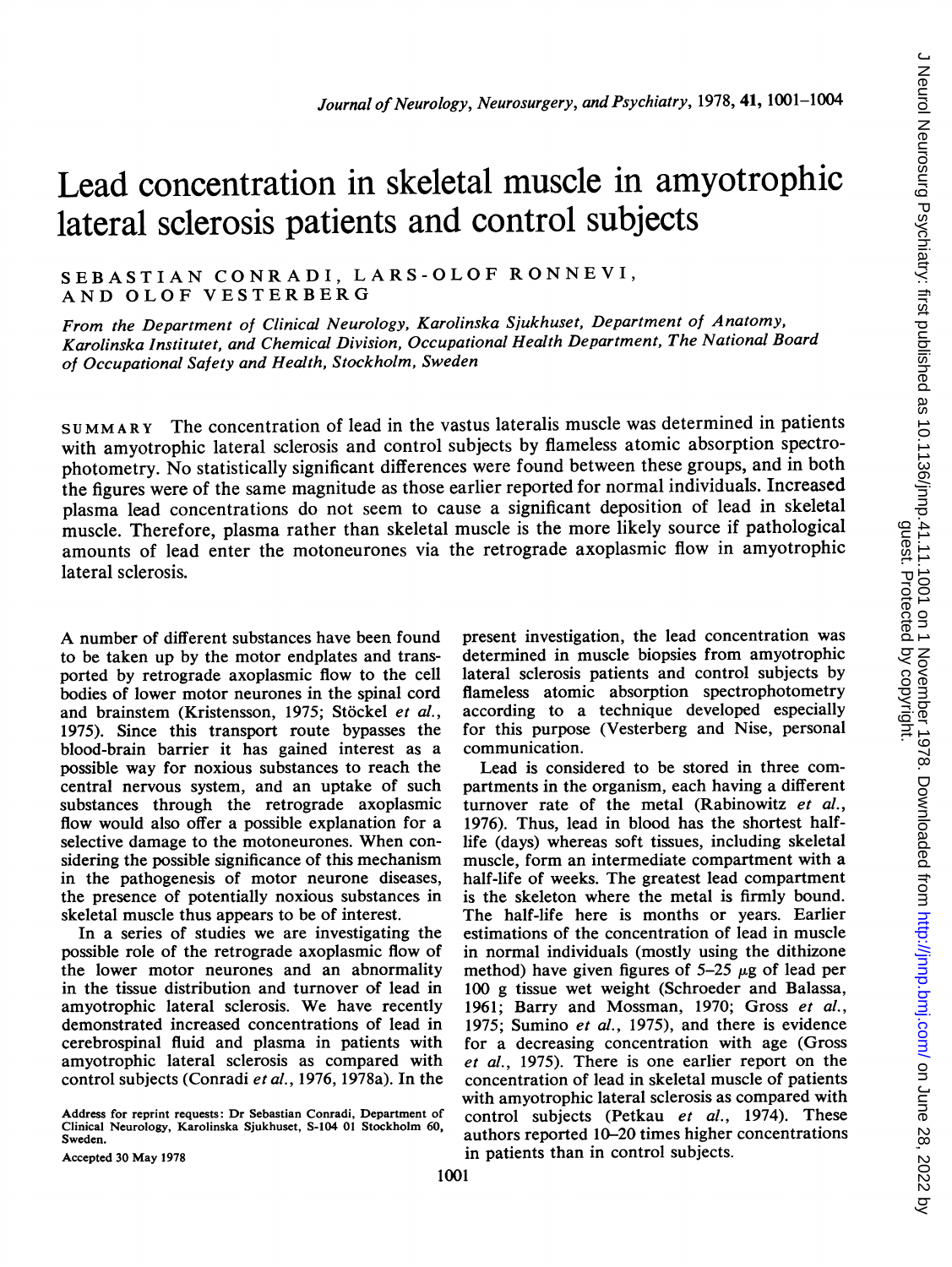# Lead concentration in skeletal muscle in amyotrophic lateral sclerosis patients and control subjects

SEBASTIAN CONRADI, LARS-OLOF RONNEVI, AND OLOF VESTERBERG

*From the Department of Clinical Neurology, Karolinska Sjukhuset, Department of Anatomy, Karolinska Institutet, and Chemical Division, Occupational Health Department, The National Board of Occupational Safety and Health, Stockholm, Sweden*

SUMMARY The concentration of lead in the vastus lateralis muscle was determined in patients with amyotrophic lateral sclerosis and control subjects by flameless atomic absorption spectrophotometry. No statistically significant differences were found between these groups, and in both the figures were of the same magnitude as those earlier reported for normal individuals. Increased plasma lead concentrations do not seem to cause a significant deposition of lead in skeletal muscle. Therefore, plasma rather than skeletal muscle is the more likely source if pathological amounts of lead enter the motoneurones via the retrograde axoplasmic flow in amyotrophic lateral sclerosis.

A number of different substances have been found to be taken up by the motor endplates and transported by retrograde axoplasmic flow to the cell bodies of lower motor neurones in the spinal cord and brainstem (Kristensson, 1975; Stöckel *et al.*, 1975). Since this transport route bypasses the blood-brain barrier it has gained interest as a possible way for noxious substances to reach the central nervous system, and an uptake of such substances through the retrograde axoplasmic flow would also offer a possible explanation for a selective damage to the motoneurones. When considering the possible significance of this mechanism in the pathogenesis of motor neurone diseases, the presence of potentially noxious substances in skeletal muscle thus appears to be of interest.

In a series of studies we are investigating the possible role of the retrograde axoplasmic flow of the lower motor neurones and an abnormality in the tissue distribution and turnover of lead in amyotrophic lateral sclerosis. We have recently demonstrated increased concentrations of lead in cerebrospinal fluid and plasma in patients with amyotrophic lateral sclerosis as compared with control subjects (Conradi *et al.*, 1976, 1978a). In the present investigation, the lead concentration was determined in muscle biopsies from amyotrophic lateral sclerosis patients and control subjects by flameless atomic absorption spectrophotometry according to a technique developed especially for this purpose (Vesterberg and Nise, personal communication.

Lead is considered to be stored in three compartments in the organism, each having a different turnover rate of the metal (Rabinowitz *et al.*, 1976). Thus, lead in blood has the shortest half-life (days) whereas soft tissues, including skeletal muscle, form an intermediate compartment with a half-life of weeks. The greatest lead compartment is the skeleton where the metal is firmly bound. The half-life here is months or years. Earlier estimations of the concentration of lead in muscle in normal individuals (mostly using the dithizone method) have given figures of 5–25 $\mu$g of lead per 100 g tissue wet weight (Schroeder and Balassa, 1961; Barry and Mossman, 1970; Gross *et al.*, 1975; Sumino *et al.*, 1975), and there is evidence for a decreasing concentration with age (Gross *et al.*, 1975). There is one earlier report on the concentration of lead in skeletal muscle of patients with amyotrophic lateral sclerosis as compared with control subjects (Petkau *et al.*, 1974). These authors reported 10–20 times higher concentrations in patients than in control subjects.

Address for reprint requests: Dr Sebastian Conradi, Department of Clinical Neurology, Karolinska Sjukhuset, S-104 01 Stockholm 60, Sweden.

Accepted 30 May 1978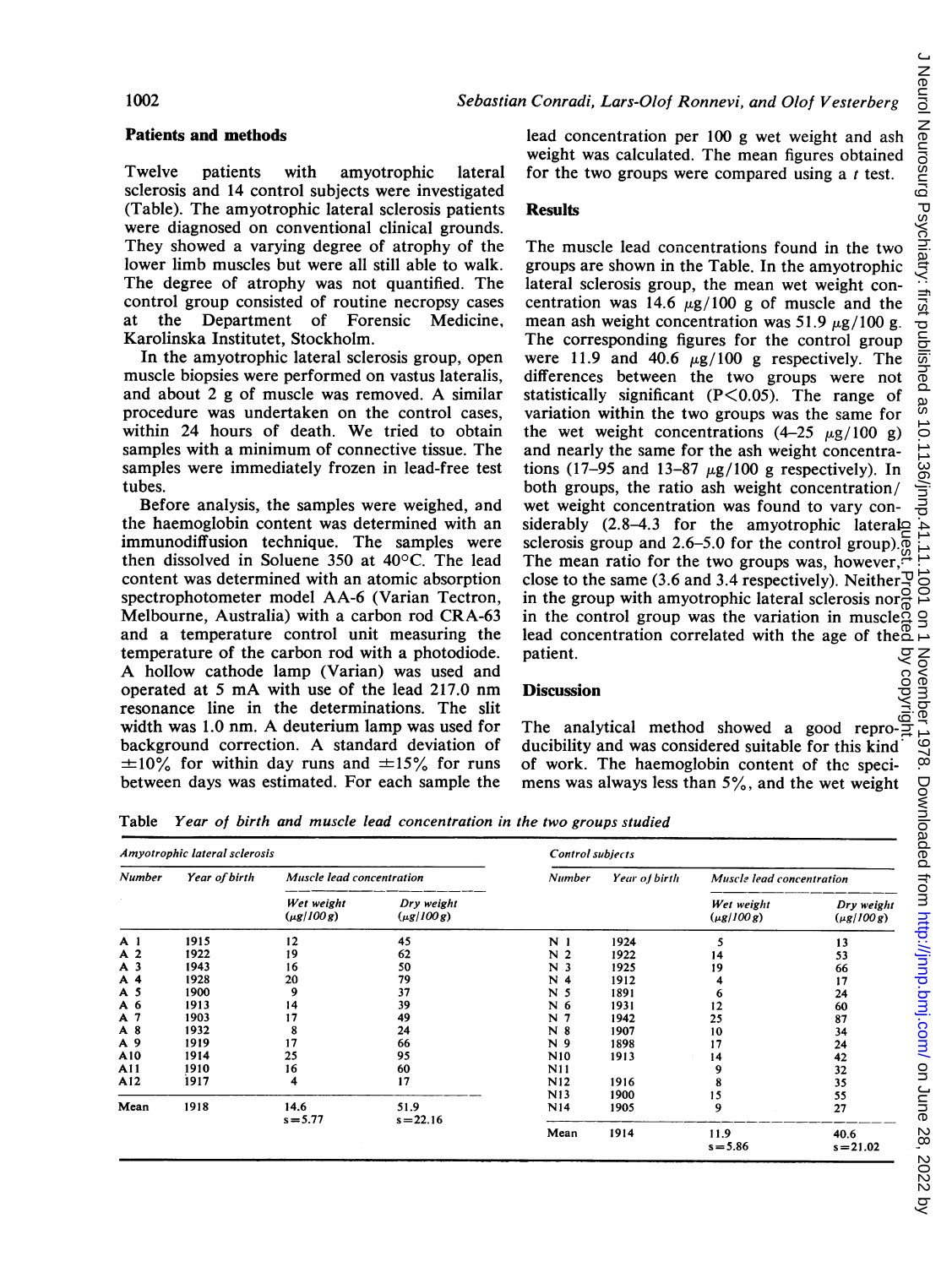## Patients and methods

Twelve patients with amyotrophic lateral sclerosis and 14 control subjects were investigated (Table). The amyotrophic lateral sclerosis patients were diagnosed on conventional clinical grounds. They showed a varying degree of atrophy of the lower limb muscles but were all still able to walk. The degree of atrophy was not quantified. The control group consisted of routine necropsy cases at the Department of Forensic Medicine, Karolinska Institutet, Stockholm.

In the amyotrophic lateral sclerosis group, open muscle biopsies were performed on vastus lateralis, and about 2 g of muscle was removed. A similar procedure was undertaken on the control cases, within 24 hours of death. We tried to obtain samples with a minimum of connective tissue. The samples were immediately frozen in lead-free test tubes.

Before analysis, the samples were weighed, and the haemoglobin content was determined with an immunodiffusion technique. The samples were then dissolved in Soluene 350 at 40°C. The lead content was determined with an atomic absorption spectrophotometer model AA-6 (Varian Tectron, Melbourne, Australia) with a carbon rod CRA-63 and a temperature control unit measuring the temperature of the carbon rod with a photodiode. A hollow cathode lamp (Varian) was used and operated at 5 mA with use of the lead 217.0 nm resonance line in the determinations. The slit width was 1.0 nm. A deuterium lamp was used for background correction. A standard deviation of ±10% for within day runs and ±15% for runs between days was estimated. For each sample the lead concentration per 100 g wet weight and ash weight was calculated. The mean figures obtained for the two groups were compared using a *t* test.

## Results

The muscle lead concentrations found in the two groups are shown in the Table. In the amyotrophic lateral sclerosis group, the mean wet weight concentration was 14.6 μg/100 g of muscle and the mean ash weight concentration was 51.9 μg/100 g. The corresponding figures for the control group were 11.9 and 40.6 μg/100 g respectively. The differences between the two groups were not statistically significant ($P<0.05$). The range of variation within the two groups was the same for the wet weight concentrations (4–25 μg/100 g) and nearly the same for the ash weight concentrations (17–95 and 13–87 μg/100 g respectively). In both groups, the ratio ash weight concentration/wet weight concentration was found to vary considerably (2.8–4.3 for the amyotrophic lateral sclerosis group and 2.6–5.0 for the control group). The mean ratio for the two groups was, however, close to the same (3.6 and 3.4 respectively). Neither in the group with amyotrophic lateral sclerosis nor in the control group was the variation in muscle lead concentration correlated with the age of the patient.

## Discussion

The analytical method showed a good reproducibility and was considered suitable for this kind of work. The haemoglobin content of the specimens was always less than 5%, and the wet weight

Table *Year of birth and muscle lead concentration in the two groups studied*

| *Amyotrophic lateral sclerosis* | | | | *Control subjects* | | | |
|---|---|---|---|---|---|---|---|
| *Number* | *Year of birth* | *Muscle lead concentration* | | *Number* | *Year of birth* | *Muscle lead concentration* | |
| | | *Wet weight (μg/100 g)* | *Dry weight (μg/100 g)* | | | *Wet weight (μg/100 g)* | *Dry weight (μg/100 g)* |
| A 1 | 1915 | 12 | 45 | N 1 | 1924 | 5 | 13 |
| A 2 | 1922 | 19 | 62 | N 2 | 1922 | 14 | 53 |
| A 3 | 1943 | 16 | 50 | N 3 | 1925 | 19 | 66 |
| A 4 | 1928 | 20 | 79 | N 4 | 1912 | 4 | 17 |
| A 5 | 1900 | 9 | 37 | N 5 | 1891 | 6 | 24 |
| A 6 | 1913 | 14 | 39 | N 6 | 1931 | 12 | 60 |
| A 7 | 1903 | 17 | 49 | N 7 | 1942 | 25 | 87 |
| A 8 | 1932 | 8 | 24 | N 8 | 1907 | 10 | 34 |
| A 9 | 1919 | 17 | 66 | N 9 | 1898 | 17 | 24 |
| A10 | 1914 | 25 | 95 | N10 | 1913 | 14 | 42 |
| A11 | 1910 | 16 | 60 | N11 | | 9 | 32 |
| A12 | 1917 | 4 | 17 | N12 | 1916 | 8 | 35 |
| | | | | N13 | 1900 | 15 | 55 |
| | | | | N14 | 1905 | 9 | 27 |
| Mean | 1918 | 14.6 s=5.77 | 51.9 s=22.16 | Mean | 1914 | 11.9 s=5.86 | 40.6 s=21.02 |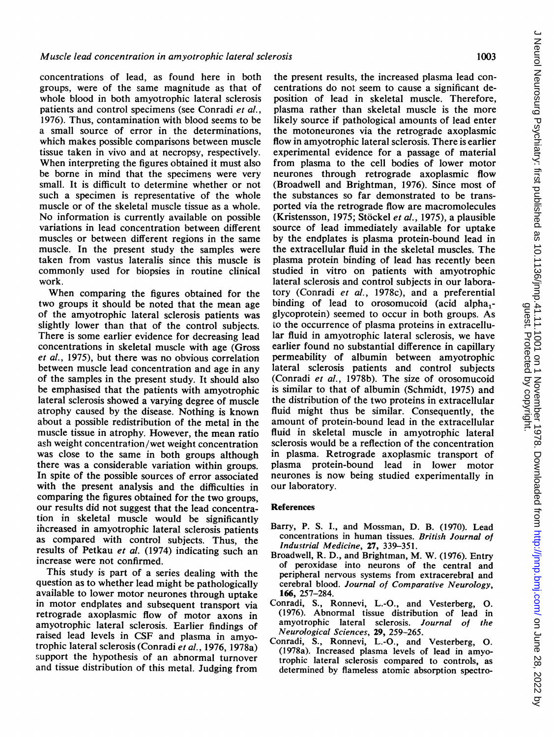concentrations of lead, as found here in both groups, were of the same magnitude as that of whole blood in both amyotrophic lateral sclerosis patients and control specimens (see Conradi *et al.*, 1976). Thus, contamination with blood seems to be a small source of error in the determinations, which makes possible comparisons between muscle tissue taken in vivo and at necropsy, respectively. When interpreting the figures obtained it must also be borne in mind that the specimens were very small. It is difficult to determine whether or not such a specimen is representative of the whole muscle or of the skeletal muscle tissue as a whole. No information is currently available on possible variations in lead concentration between different muscles or between different regions in the same muscle. In the present study the samples were taken from vastus lateralis since this muscle is commonly used for biopsies in routine clinical work.

When comparing the figures obtained for the two groups it should be noted that the mean age of the amyotrophic lateral sclerosis patients was slightly lower than that of the control subjects. There is some earlier evidence for decreasing lead concentrations in skeletal muscle with age (Gross *et al.*, 1975), but there was no obvious correlation between muscle lead concentration and age in any of the samples in the present study. It should also be emphasised that the patients with amyotrophic lateral sclerosis showed a varying degree of muscle atrophy caused by the disease. Nothing is known about a possible redistribution of the metal in the muscle tissue in atrophy. However, the mean ratio ash weight concentration/wet weight concentration was close to the same in both groups although there was a considerable variation within groups. In spite of the possible sources of error associated with the present analysis and the difficulties in comparing the figures obtained for the two groups, our results did not suggest that the lead concentration in skeletal muscle would be significantly increased in amyotrophic lateral sclerosis patients as compared with control subjects. Thus, the results of Petkau *et al.* (1974) indicating such an increase were not confirmed.

This study is part of a series dealing with the question as to whether lead might be pathologically available to lower motor neurones through uptake in motor endplates and subsequent transport via retrograde axoplasmic flow of motor axons in amyotrophic lateral sclerosis. Earlier findings of raised lead levels in CSF and plasma in amyotrophic lateral sclerosis (Conradi *et al.*, 1976, 1978a) support the hypothesis of an abnormal turnover and tissue distribution of this metal. Judging from the present results, the increased plasma lead concentrations do not seem to cause a significant deposition of lead in skeletal muscle. Therefore, plasma rather than skeletal muscle is the more likely source if pathological amounts of lead enter the motoneurones via the retrograde axoplasmic flow in amyotrophic lateral sclerosis. There is earlier experimental evidence for a passage of material from plasma to the cell bodies of lower motor neurones through retrograde axoplasmic flow (Broadwell and Brightman, 1976). Since most of the substances so far demonstrated to be transported via the retrograde flow are macromolecules (Kristensson, 1975; Stöckel *et al.*, 1975), a plausible source of lead immediately available for uptake by the endplates is plasma protein-bound lead in the extracellular fluid in the skeletal muscles. The plasma protein binding of lead has recently been studied in vitro on patients with amyotrophic lateral sclerosis and control subjects in our laboratory (Conradi *et al.*, 1978c), and a preferential binding of lead to orosomucoid (acid alpha$_1$-glycoprotein) seemed to occur in both groups. As to the occurrence of plasma proteins in extracellular fluid in amyotrophic lateral sclerosis, we have earlier found no substantial difference in capillary permeability of albumin between amyotrophic lateral sclerosis patients and control subjects (Conradi *et al.*, 1978b). The size of orosomucoid is similar to that of albumin (Schmidt, 1975) and the distribution of the two proteins in extracellular fluid might thus be similar. Consequently, the amount of protein-bound lead in the extracellular fluid in skeletal muscle in amyotrophic lateral sclerosis would be a reflection of the concentration in plasma. Retrograde axoplasmic transport of plasma protein-bound lead in lower motor neurones is now being studied experimentally in our laboratory.

## References

Barry, P. S. I., and Mossman, D. B. (1970). Lead concentrations in human tissues. *British Journal of Industrial Medicine*, **27**, 339–351.

Broadwell, R. D., and Brightman, M. W. (1976). Entry of peroxidase into neurons of the central and peripheral nervous systems from extracerebral and cerebral blood. *Journal of Comparative Neurology*, **166**, 257–284.

Conradi, S., Ronnevi, L.-O., and Vesterberg, O. (1976). Abnormal tissue distribution of lead in amyotrophic lateral sclerosis. *Journal of the Neurological Sciences*, **29**, 259–265.

Conradi, S., Ronnevi, L.-O., and Vesterberg, O. (1978a). Increased plasma levels of lead in amyotrophic lateral sclerosis compared to controls, as determined by flameless atomic absorption spectro-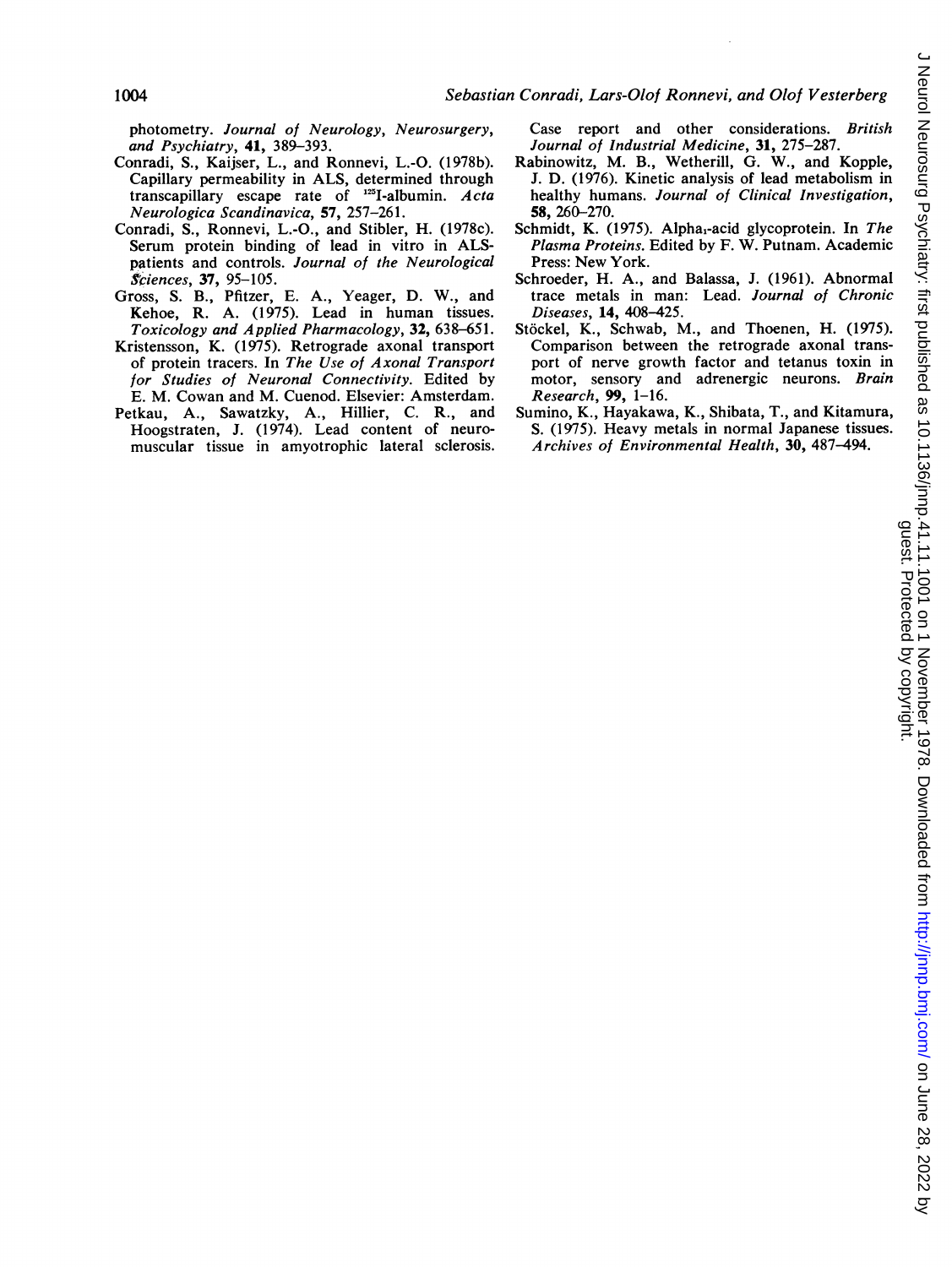photometry. *Journal of Neurology, Neurosurgery, and Psychiatry*, **41**, 389–393.

Conradi, S., Kaijser, L., and Ronnevi, L.-O. (1978b). Capillary permeability in ALS, determined through transcapillary escape rate of $^{125}$I-albumin. *Acta Neurologica Scandinavica*, **57**, 257–261.

Conradi, S., Ronnevi, L.-O., and Stibler, H. (1978c). Serum protein binding of lead in vitro in ALS-patients and controls. *Journal of the Neurological Sciences*, **37**, 95–105.

Gross, S. B., Pfitzer, E. A., Yeager, D. W., and Kehoe, R. A. (1975). Lead in human tissues. *Toxicology and Applied Pharmacology*, **32**, 638–651.

Kristensson, K. (1975). Retrograde axonal transport of protein tracers. In *The Use of Axonal Transport for Studies of Neuronal Connectivity*. Edited by E. M. Cowan and M. Cuenod. Elsevier: Amsterdam.

Petkau, A., Sawatzky, A., Hillier, C. R., and Hoogstraten, J. (1974). Lead content of neuromuscular tissue in amyotrophic lateral sclerosis. Case report and other considerations. *British Journal of Industrial Medicine*, **31**, 275–287.

Rabinowitz, M. B., Wetherill, G. W., and Kopple, J. D. (1976). Kinetic analysis of lead metabolism in healthy humans. *Journal of Clinical Investigation*, **58**, 260–270.

Schmidt, K. (1975). Alpha$_1$-acid glycoprotein. In *The Plasma Proteins*. Edited by F. W. Putnam. Academic Press: New York.

Schroeder, H. A., and Balassa, J. (1961). Abnormal trace metals in man: Lead. *Journal of Chronic Diseases*, **14**, 408–425.

Stöckel, K., Schwab, M., and Thoenen, H. (1975). Comparison between the retrograde axonal transport of nerve growth factor and tetanus toxin in motor, sensory and adrenergic neurons. *Brain Research*, **99**, 1–16.

Sumino, K., Hayakawa, K., Shibata, T., and Kitamura, S. (1975). Heavy metals in normal Japanese tissues. *Archives of Environmental Health*, **30**, 487–494.